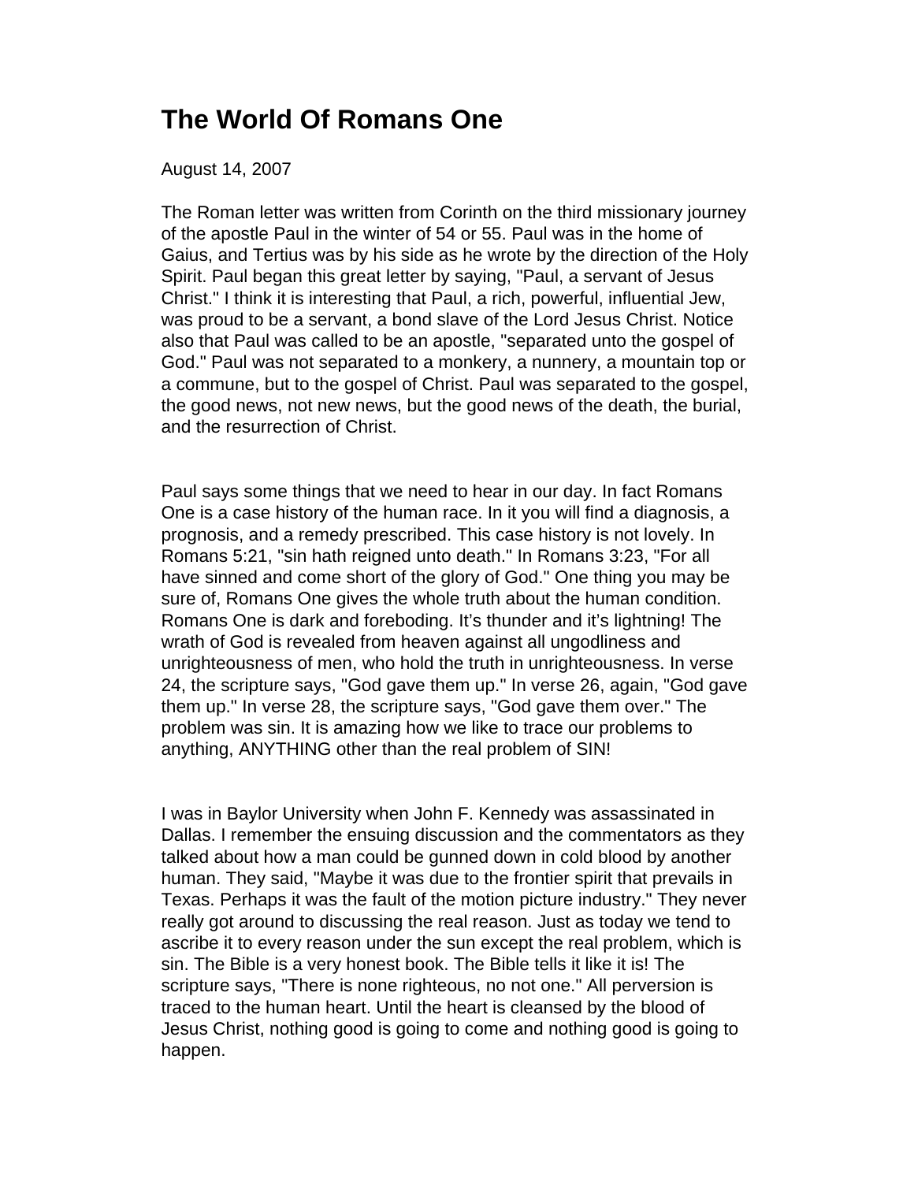# The World Of Romans One

August 14, 2007

The Roman letter was written from Corinth on the third missionary journey of the apostle Paul in the winter of 54 or 55. Paul was in the home of Gaius, and Tertius was by his side as he wrote by the direction of the Holy Spirit. Paul began this great letter by saying, "Paul, a servant of Jesus Christ." I think it is interesting that Paul, a rich, powerful, influential Jew, was proud to be a servant, a bond slave of the Lord Jesus Christ. Notice also that Paul was called to be an apostle, "separated unto the gospel of God." Paul was not separated to a monkery, a nunnery, a mountain top or a commune, but to the gospel of Christ. Paul was separated to the gospel, the good news, not new news, but the good news of the death, the burial, and the resurrection of Christ.

Paul says some things that we need to hear in our day. In fact Romans One is a case history of the human race. In it you will find a diagnosis, a prognosis, and a remedy prescribed. This case history is not lovely. In Romans 5:21, "sin hath reigned unto death." In Romans 3:23, "For all have sinned and come short of the glory of God." One thing you may be sure of, Romans One gives the whole truth about the human condition. Romans One is dark and foreboding. It's thunder and it's lightning! The wrath of God is revealed from heaven against all ungodliness and unrighteousness of men, who hold the truth in unrighteousness. In verse 24, the scripture says, "God gave them up." In verse 26, again, "God gave them up." In verse 28, the scripture says, "God gave them over." The problem was sin. It is amazing how we like to trace our problems to anything, ANYTHING other than the real problem of SIN!

I was in Baylor University when John F. Kennedy was assassinated in Dallas. I remember the ensuing discussion and the commentators as they talked about how a man could be gunned down in cold blood by another human. They said, "Maybe it was due to the frontier spirit that prevails in Texas. Perhaps it was the fault of the motion picture industry." They never really got around to discussing the real reason. Just as today we tend to ascribe it to every reason under the sun except the real problem, which is sin. The Bible is a very honest book. The Bible tells it like it is! The scripture says, "There is none righteous, no not one." All perversion is traced to the human heart. Until the heart is cleansed by the blood of Jesus Christ, nothing good is going to come and nothing good is going to happen.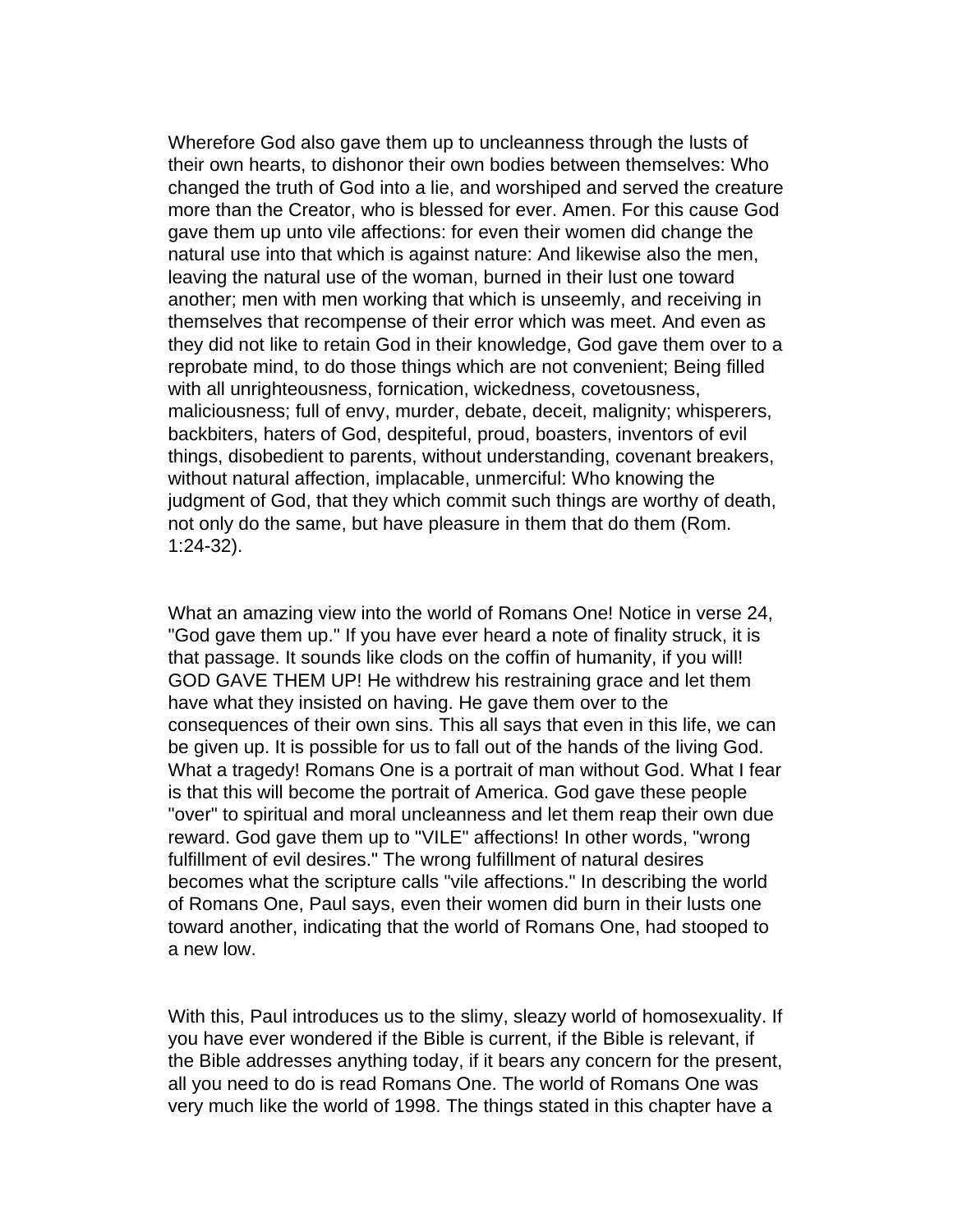Wherefore God also gave them up to uncleanness through the lusts of their own hearts, to dishonor their own bodies between themselves: Who changed the truth of God into a lie, and worshiped and served the creature more than the Creator, who is blessed for ever. Amen. For this cause God gave them up unto vile affections: for even their women did change the natural use into that which is against nature: And likewise also the men, leaving the natural use of the woman, burned in their lust one toward another; men with men working that which is unseemly, and receiving in themselves that recompense of their error which was meet. And even as they did not like to retain God in their knowledge, God gave them over to a reprobate mind, to do those things which are not convenient; Being filled with all unrighteousness, fornication, wickedness, covetousness, maliciousness; full of envy, murder, debate, deceit, malignity; whisperers, backbiters, haters of God, despiteful, proud, boasters, inventors of evil things, disobedient to parents, without understanding, covenant breakers, without natural affection, implacable, unmerciful: Who knowing the judgment of God, that they which commit such things are worthy of death, not only do the same, but have pleasure in them that do them (Rom. 1:24-32).

What an amazing view into the world of Romans One! Notice in verse 24, "God gave them up." If you have ever heard a note of finality struck, it is that passage. It sounds like clods on the coffin of humanity, if you will! GOD GAVE THEM UP! He withdrew his restraining grace and let them have what they insisted on having. He gave them over to the consequences of their own sins. This all says that even in this life, we can be given up. It is possible for us to fall out of the hands of the living God. What a tragedy! Romans One is a portrait of man without God. What I fear is that this will become the portrait of America. God gave these people "over" to spiritual and moral uncleanness and let them reap their own due reward. God gave them up to "VILE" affections! In other words, "wrong fulfillment of evil desires." The wrong fulfillment of natural desires becomes what the scripture calls "vile affections." In describing the world of Romans One, Paul says, even their women did burn in their lusts one toward another, indicating that the world of Romans One, had stooped to a new low.

With this, Paul introduces us to the slimy, sleazy world of homosexuality. If you have ever wondered if the Bible is current, if the Bible is relevant, if the Bible addresses anything today, if it bears any concern for the present, all you need to do is read Romans One. The world of Romans One was very much like the world of 1998. The things stated in this chapter have a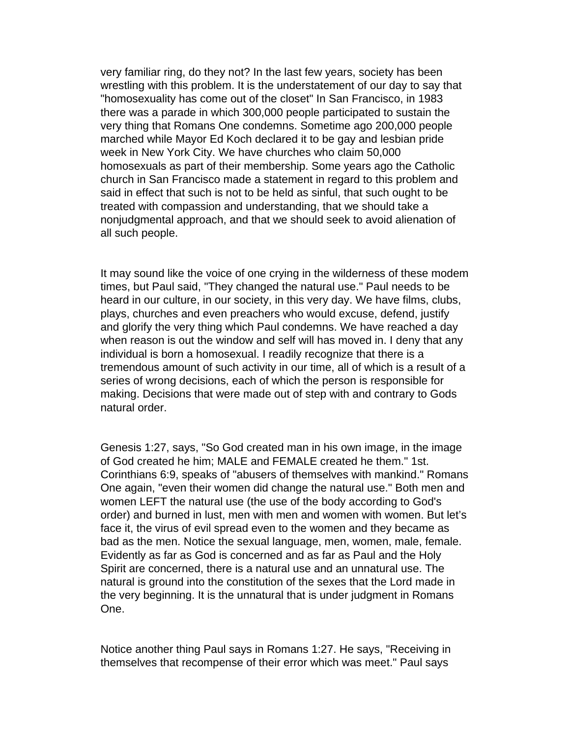very familiar ring, do they not? In the last few years, society has been wrestling with this problem. It is the understatement of our day to say that "homosexuality has come out of the closet" In San Francisco, in 1983 there was a parade in which 300,000 people participated to sustain the very thing that Romans One condemns. Sometime ago 200,000 people marched while Mayor Ed Koch declared it to be gay and lesbian pride week in New York City. We have churches who claim 50,000 homosexuals as part of their membership. Some years ago the Catholic church in San Francisco made a statement in regard to this problem and said in effect that such is not to be held as sinful, that such ought to be treated with compassion and understanding, that we should take a nonjudgmental approach, and that we should seek to avoid alienation of all such people.

It may sound like the voice of one crying in the wilderness of these modem times, but Paul said, "They changed the natural use." Paul needs to be heard in our culture, in our society, in this very day. We have films, clubs, plays, churches and even preachers who would excuse, defend, justify and glorify the very thing which Paul condemns. We have reached a day when reason is out the window and self will has moved in. I deny that any individual is born a homosexual. I readily recognize that there is a tremendous amount of such activity in our time, all of which is a result of a series of wrong decisions, each of which the person is responsible for making. Decisions that were made out of step with and contrary to Gods natural order.

Genesis 1:27, says, "So God created man in his own image, in the image of God created he him; MALE and FEMALE created he them." 1st. Corinthians 6:9, speaks of "abusers of themselves with mankind." Romans One again, "even their women did change the natural use." Both men and women LEFT the natural use (the use of the body according to God's order) and burned in lust, men with men and women with women. But let's face it, the virus of evil spread even to the women and they became as bad as the men. Notice the sexual language, men, women, male, female. Evidently as far as God is concerned and as far as Paul and the Holy Spirit are concerned, there is a natural use and an unnatural use. The natural is ground into the constitution of the sexes that the Lord made in the very beginning. It is the unnatural that is under judgment in Romans One.

Notice another thing Paul says in Romans 1:27. He says, "Receiving in themselves that recompense of their error which was meet." Paul says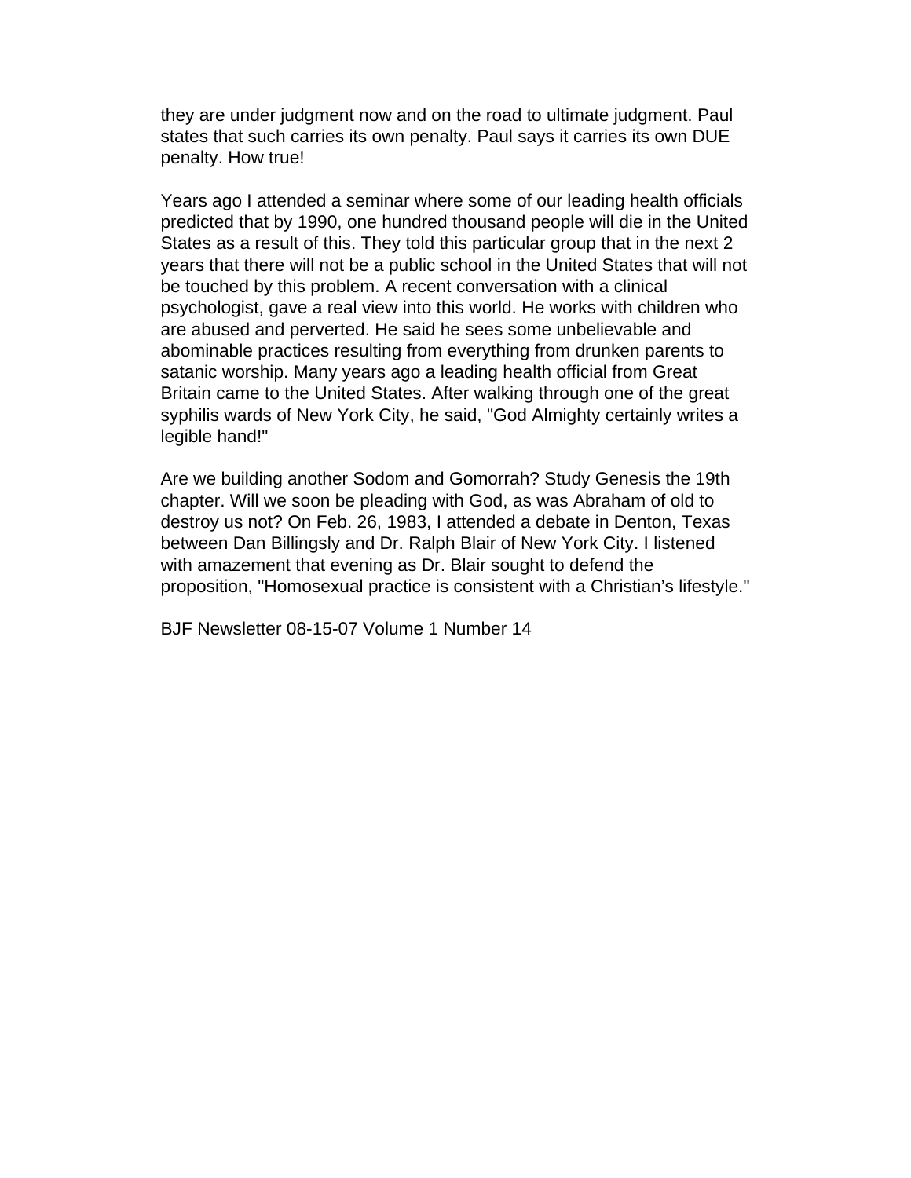they are under judgment now and on the road to ultimate judgment. Paul states that such carries its own penalty. Paul says it carries its own DUE penalty. How true!

Years ago I attended a seminar where some of our leading health officials predicted that by 1990, one hundred thousand people will die in the United States as a result of this. They told this particular group that in the next 2 years that there will not be a public school in the United States that will not be touched by this problem. A recent conversation with a clinical psychologist, gave a real view into this world. He works with children who are abused and perverted. He said he sees some unbelievable and abominable practices resulting from everything from drunken parents to satanic worship. Many years ago a leading health official from Great Britain came to the United States. After walking through one of the great syphilis wards of New York City, he said, "God Almighty certainly writes a legible hand!"

Are we building another Sodom and Gomorrah? Study Genesis the 19th chapter. Will we soon be pleading with God, as was Abraham of old to destroy us not? On Feb. 26, 1983, I attended a debate in Denton, Texas between Dan Billingsly and Dr. Ralph Blair of New York City. I listened with amazement that evening as Dr. Blair sought to defend the proposition, "Homosexual practice is consistent with a Christian's lifestyle."

BJF Newsletter 08-15-07 Volume 1 Number 14